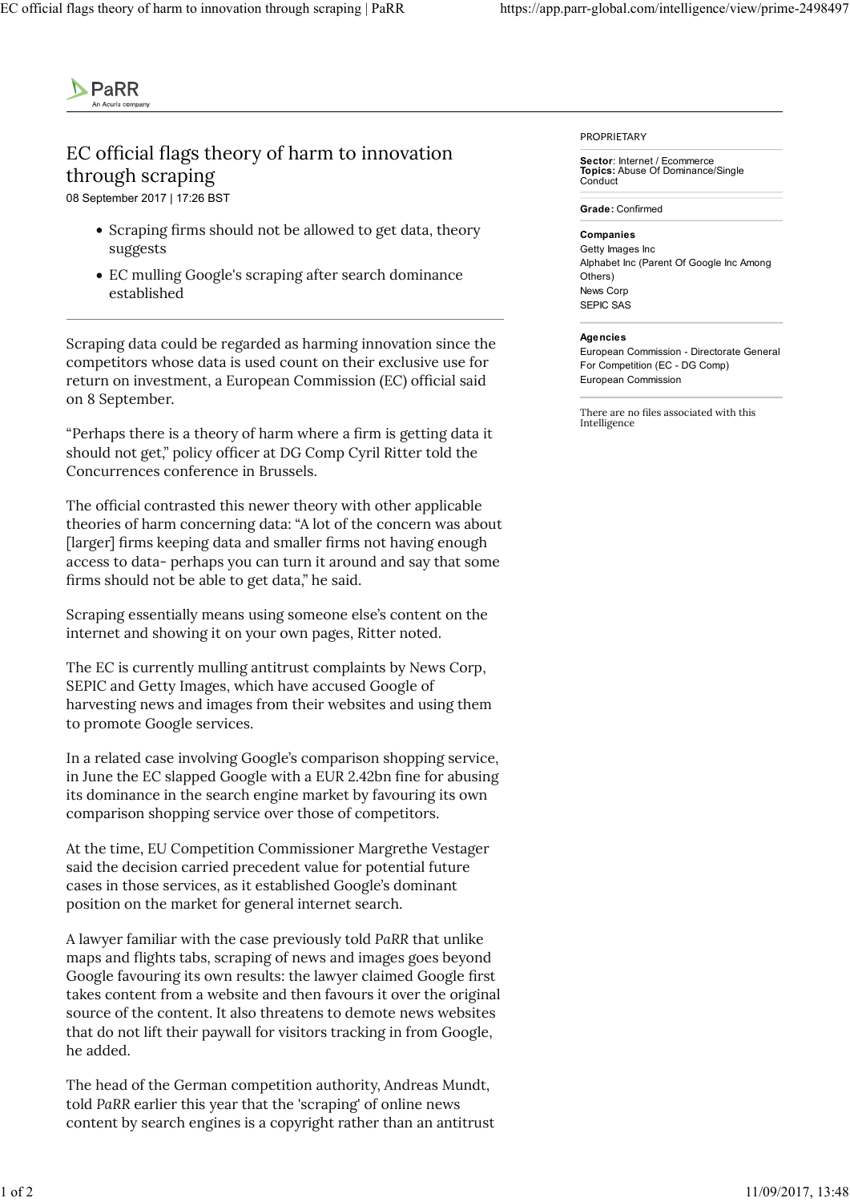PaRR
An Acuris company

# EC official flags theory of harm to innovation through scraping

08 September 2017 | 17:26 BST

- Scraping firms should not be allowed to get data, theory suggests
- EC mulling Google's scraping after search dominance established

---

Scraping data could be regarded as harming innovation since the competitors whose data is used count on their exclusive use for return on investment, a European Commission (EC) official said on 8 September.

"Perhaps there is a theory of harm where a firm is getting data it should not get," policy officer at DG Comp Cyril Ritter told the Concurrences conference in Brussels.

The official contrasted this newer theory with other applicable theories of harm concerning data: "A lot of the concern was about [larger] firms keeping data and smaller firms not having enough access to data- perhaps you can turn it around and say that some firms should not be able to get data," he said.

Scraping essentially means using someone else's content on the internet and showing it on your own pages, Ritter noted.

The EC is currently mulling antitrust complaints by News Corp, SEPIC and Getty Images, which have accused Google of harvesting news and images from their websites and using them to promote Google services.

In a related case involving Google's comparison shopping service, in June the EC slapped Google with a EUR 2.42bn fine for abusing its dominance in the search engine market by favouring its own comparison shopping service over those of competitors.

At the time, EU Competition Commissioner Margrethe Vestager said the decision carried precedent value for potential future cases in those services, as it established Google's dominant position on the market for general internet search.

A lawyer familiar with the case previously told *PaRR* that unlike maps and flights tabs, scraping of news and images goes beyond Google favouring its own results: the lawyer claimed Google first takes content from a website and then favours it over the original source of the content. It also threatens to demote news websites that do not lift their paywall for visitors tracking in from Google, he added.

The head of the German competition authority, Andreas Mundt, told *PaRR* earlier this year that the 'scraping' of online news content by search engines is a copyright rather than an antitrust

PROPRIETARY

**Sector**: Internet / Ecommerce
**Topics:** Abuse Of Dominance/Single Conduct

**Grade:** Confirmed

**Companies**

Getty Images Inc
Alphabet Inc (Parent Of Google Inc Among Others)
News Corp
SEPIC SAS

**Agencies**

European Commission - Directorate General For Competition (EC - DG Comp)
European Commission

There are no files associated with this Intelligence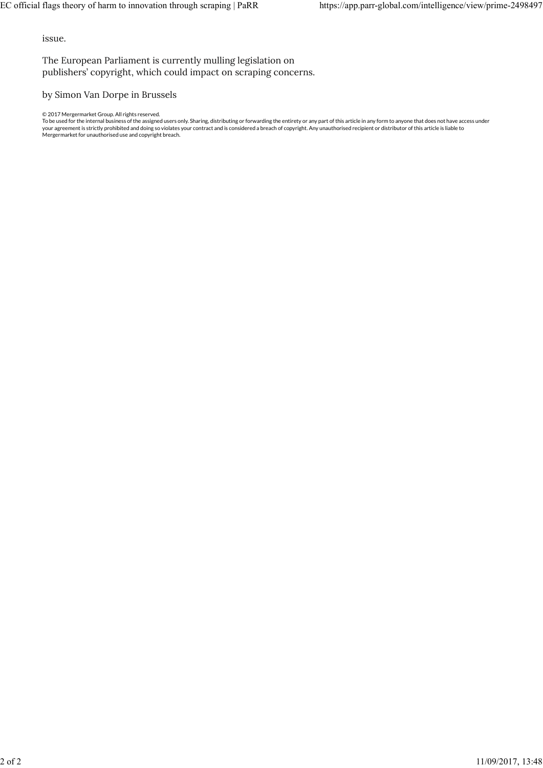issue.

The European Parliament is currently mulling legislation on publishers' copyright, which could impact on scraping concerns.

by Simon Van Dorpe in Brussels

© 2017 Mergermarket Group. All rights reserved.
To be used for the internal business of the assigned users only. Sharing, distributing or forwarding the entirety or any part of this article in any form to anyone that does not have access under your agreement is strictly prohibited and doing so violates your contract and is considered a breach of copyright. Any unauthorised recipient or distributor of this article is liable to Mergermarket for unauthorised use and copyright breach.